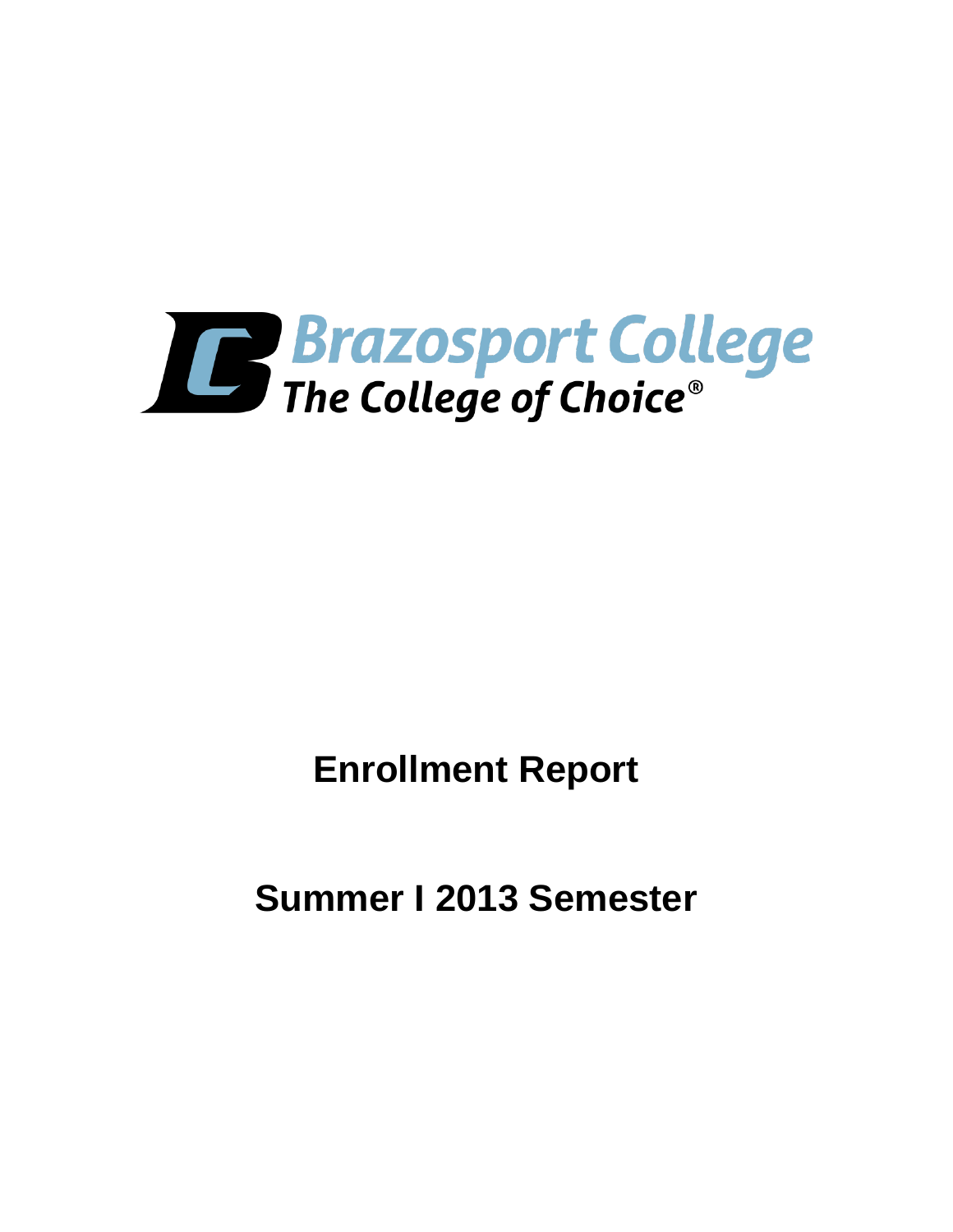Brazosport College

The College of Choice®

# Enrollment Report

## Summer I 2013 Semester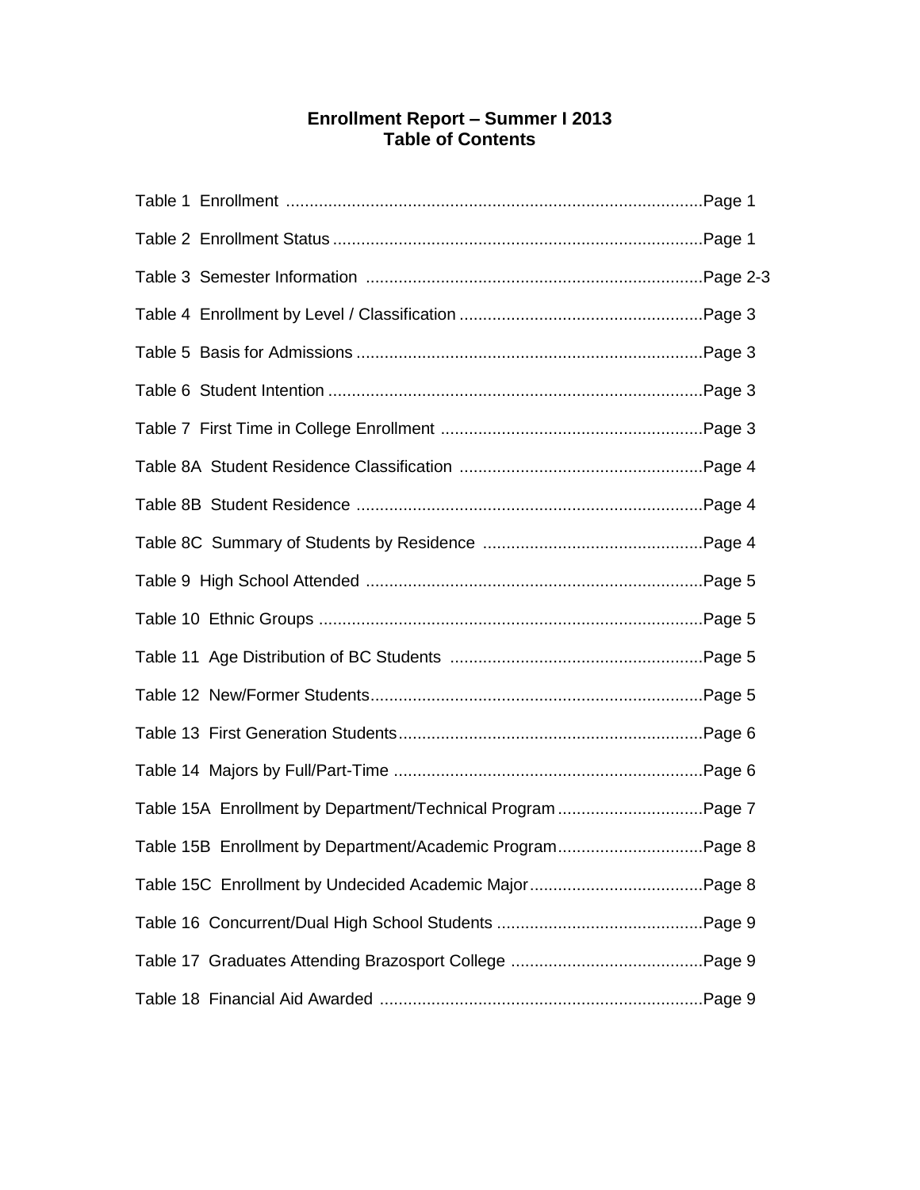# Enrollment Report – Summer I 2013
## Table of Contents

Table 1 Enrollment ........................................................................................Page 1

Table 2 Enrollment Status ..............................................................................Page 1

Table 3 Semester Information .......................................................................Page 2-3

Table 4 Enrollment by Level / Classification ...................................................Page 3

Table 5 Basis for Admissions .........................................................................Page 3

Table 6 Student Intention ...............................................................................Page 3

Table 7 First Time in College Enrollment .......................................................Page 3

Table 8A Student Residence Classification ...................................................Page 4

Table 8B Student Residence .........................................................................Page 4

Table 8C Summary of Students by Residence ..............................................Page 4

Table 9 High School Attended .......................................................................Page 5

Table 10 Ethnic Groups .................................................................................Page 5

Table 11 Age Distribution of BC Students .....................................................Page 5

Table 12 New/Former Students......................................................................Page 5

Table 13 First Generation Students................................................................Page 6

Table 14 Majors by Full/Part-Time .................................................................Page 6

Table 15A Enrollment by Department/Technical Program ...............................Page 7

Table 15B Enrollment by Department/Academic Program...............................Page 8

Table 15C Enrollment by Undecided Academic Major.....................................Page 8

Table 16 Concurrent/Dual High School Students ............................................Page 9

Table 17 Graduates Attending Brazosport College .........................................Page 9

Table 18 Financial Aid Awarded ....................................................................Page 9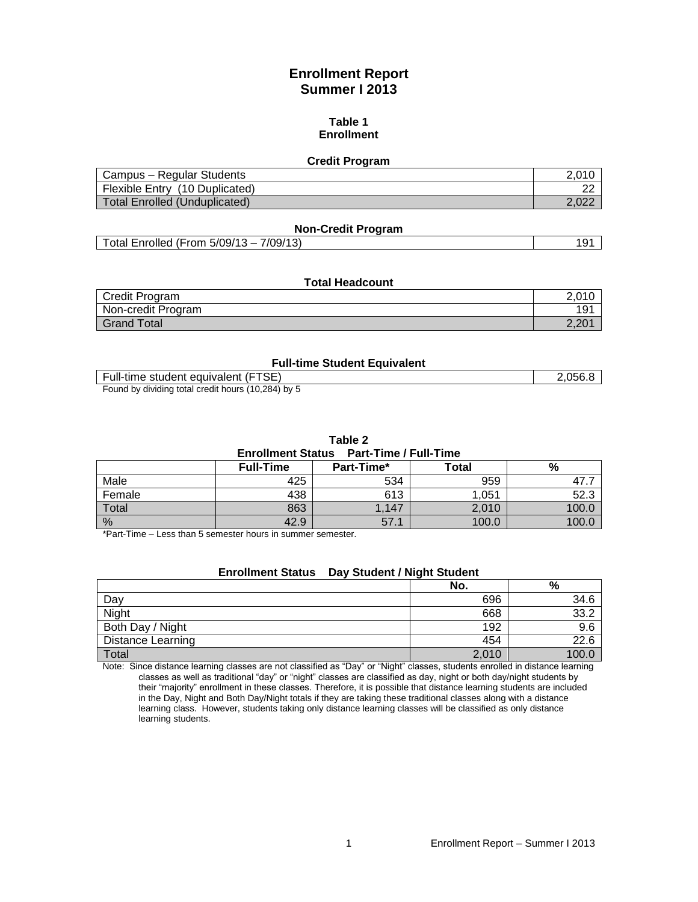# Enrollment Report
# Summer I 2013

### Table 1
### Enrollment

**Credit Program**

| | |
|---|---|
| Campus – Regular Students | 2,010 |
| Flexible Entry (10 Duplicated) | 22 |
| Total Enrolled (Unduplicated) | 2,022 |

**Non-Credit Program**

| | |
|---|---|
| Total Enrolled (From 5/09/13 – 7/09/13) | 191 |

**Total Headcount**

| | |
|---|---|
| Credit Program | 2,010 |
| Non-credit Program | 191 |
| Grand Total | 2,201 |

**Full-time Student Equivalent**

| | |
|---|---|
| Full-time student equivalent (FTSE) | 2,056.8 |

Found by dividing total credit hours (10,284) by 5

### Table 2
**Enrollment Status Part-Time / Full-Time**

| | Full-Time | Part-Time* | Total | % |
|---|---|---|---|---|
| Male | 425 | 534 | 959 | 47.7 |
| Female | 438 | 613 | 1,051 | 52.3 |
| Total | 863 | 1,147 | 2,010 | 100.0 |
| % | 42.9 | 57.1 | 100.0 | 100.0 |

*Part-Time – Less than 5 semester hours in summer semester.

**Enrollment Status Day Student / Night Student**

| | No. | % |
|---|---|---|
| Day | 696 | 34.6 |
| Night | 668 | 33.2 |
| Both Day / Night | 192 | 9.6 |
| Distance Learning | 454 | 22.6 |
| Total | 2,010 | 100.0 |

Note: Since distance learning classes are not classified as "Day" or "Night" classes, students enrolled in distance learning classes as well as traditional "day" or "night" classes are classified as day, night or both day/night students by their "majority" enrollment in these classes. Therefore, it is possible that distance learning students are included in the Day, Night and Both Day/Night totals if they are taking these traditional classes along with a distance learning class. However, students taking only distance learning classes will be classified as only distance learning students.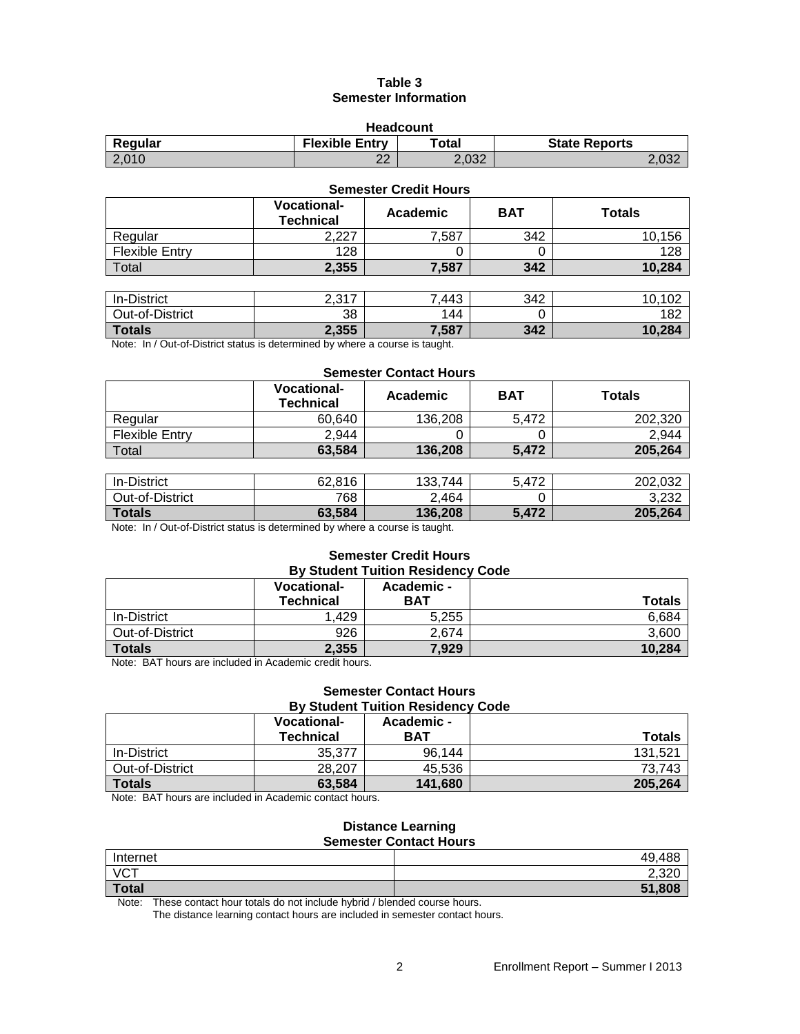# Table 3
## Semester Information

**Headcount**

| Regular | Flexible Entry | Total | State Reports |
|---|---|---|---|
| 2,010 | 22 | 2,032 | 2,032 |

**Semester Credit Hours**

| | Vocational-Technical | Academic | BAT | Totals |
|---|---|---|---|---|
| Regular | 2,227 | 7,587 | 342 | 10,156 |
| Flexible Entry | 128 | 0 | 0 | 128 |
| Total | **2,355** | **7,587** | **342** | **10,284** |

| | | | | |
|---|---|---|---|---|
| In-District | 2,317 | 7,443 | 342 | 10,102 |
| Out-of-District | 38 | 144 | 0 | 182 |
| **Totals** | **2,355** | **7,587** | **342** | **10,284** |

Note: In / Out-of-District status is determined by where a course is taught.

**Semester Contact Hours**

| | Vocational-Technical | Academic | BAT | Totals |
|---|---|---|---|---|
| Regular | 60,640 | 136,208 | 5,472 | 202,320 |
| Flexible Entry | 2,944 | 0 | 0 | 2,944 |
| Total | **63,584** | **136,208** | **5,472** | **205,264** |

| | | | | |
|---|---|---|---|---|
| In-District | 62,816 | 133,744 | 5,472 | 202,032 |
| Out-of-District | 768 | 2,464 | 0 | 3,232 |
| **Totals** | **63,584** | **136,208** | **5,472** | **205,264** |

Note: In / Out-of-District status is determined by where a course is taught.

**Semester Credit Hours**
**By Student Tuition Residency Code**

| | Vocational-Technical | Academic - BAT | Totals |
|---|---|---|---|
| In-District | 1,429 | 5,255 | 6,684 |
| Out-of-District | 926 | 2,674 | 3,600 |
| **Totals** | **2,355** | **7,929** | **10,284** |

Note: BAT hours are included in Academic credit hours.

**Semester Contact Hours**
**By Student Tuition Residency Code**

| | Vocational-Technical | Academic - BAT | Totals |
|---|---|---|---|
| In-District | 35,377 | 96,144 | 131,521 |
| Out-of-District | 28,207 | 45,536 | 73,743 |
| **Totals** | **63,584** | **141,680** | **205,264** |

Note: BAT hours are included in Academic contact hours.

**Distance Learning**
**Semester Contact Hours**

| | |
|---|---|
| Internet | 49,488 |
| VCT | 2,320 |
| **Total** | **51,808** |

Note: These contact hour totals do not include hybrid / blended course hours.
The distance learning contact hours are included in semester contact hours.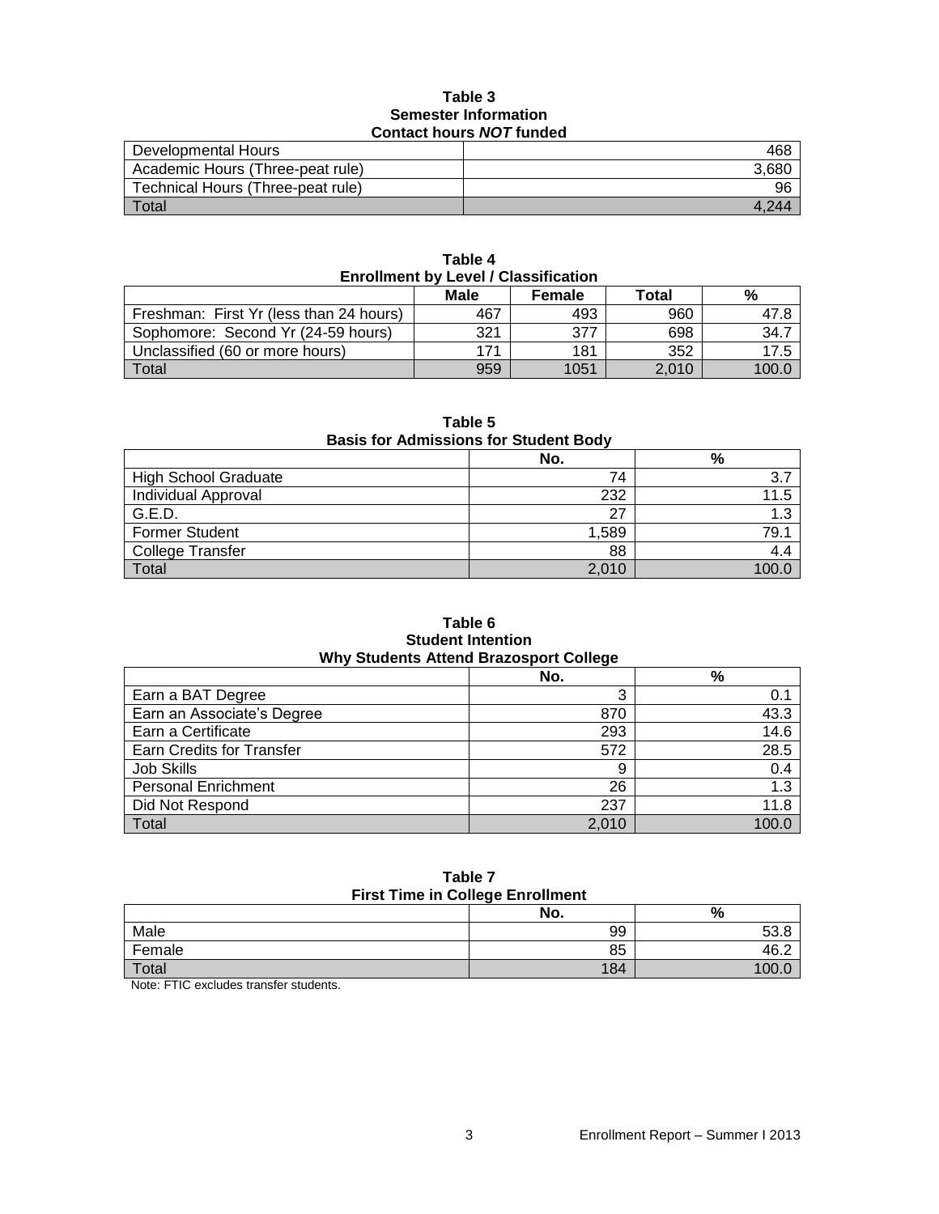**Table 3**
**Semester Information**
**Contact hours *NOT* funded**

| | |
|---|---:|
| Developmental Hours | 468 |
| Academic Hours (Three-peat rule) | 3,680 |
| Technical Hours (Three-peat rule) | 96 |
| Total | 4,244 |

**Table 4**
**Enrollment by Level / Classification**

| | Male | Female | Total | % |
|---|---:|---:|---:|---:|
| Freshman: First Yr (less than 24 hours) | 467 | 493 | 960 | 47.8 |
| Sophomore: Second Yr (24-59 hours) | 321 | 377 | 698 | 34.7 |
| Unclassified (60 or more hours) | 171 | 181 | 352 | 17.5 |
| Total | 959 | 1051 | 2,010 | 100.0 |

**Table 5**
**Basis for Admissions for Student Body**

| | No. | % |
|---|---:|---:|
| High School Graduate | 74 | 3.7 |
| Individual Approval | 232 | 11.5 |
| G.E.D. | 27 | 1.3 |
| Former Student | 1,589 | 79.1 |
| College Transfer | 88 | 4.4 |
| Total | 2,010 | 100.0 |

**Table 6**
**Student Intention**
**Why Students Attend Brazosport College**

| | No. | % |
|---|---:|---:|
| Earn a BAT Degree | 3 | 0.1 |
| Earn an Associate's Degree | 870 | 43.3 |
| Earn a Certificate | 293 | 14.6 |
| Earn Credits for Transfer | 572 | 28.5 |
| Job Skills | 9 | 0.4 |
| Personal Enrichment | 26 | 1.3 |
| Did Not Respond | 237 | 11.8 |
| Total | 2,010 | 100.0 |

**Table 7**
**First Time in College Enrollment**

| | No. | % |
|---|---:|---:|
| Male | 99 | 53.8 |
| Female | 85 | 46.2 |
| Total | 184 | 100.0 |

Note: FTIC excludes transfer students.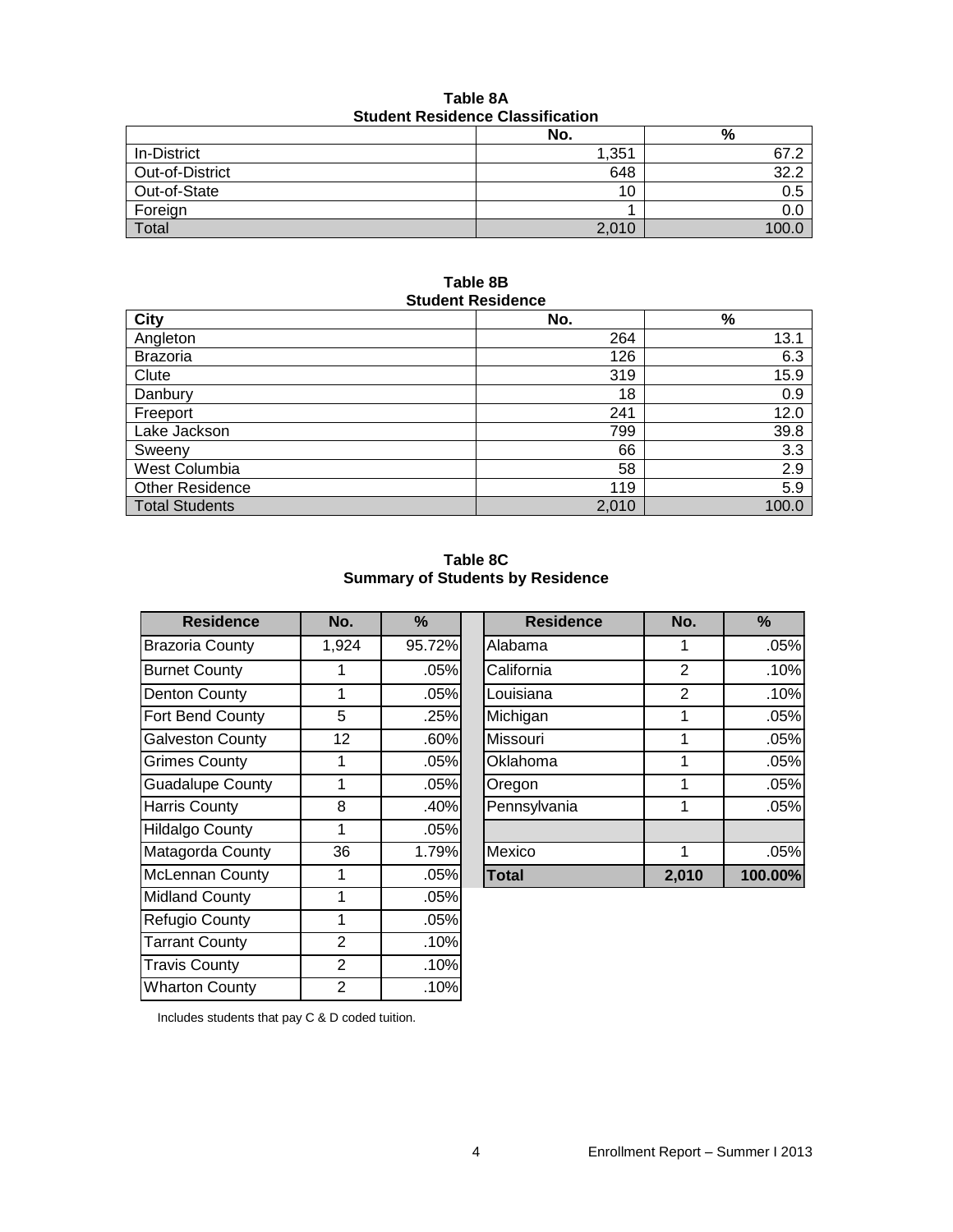**Table 8A**
**Student Residence Classification**

| | No. | % |
|---|---|---|
| In-District | 1,351 | 67.2 |
| Out-of-District | 648 | 32.2 |
| Out-of-State | 10 | 0.5 |
| Foreign | 1 | 0.0 |
| Total | 2,010 | 100.0 |

**Table 8B**
**Student Residence**

| City | No. | % |
|---|---|---|
| Angleton | 264 | 13.1 |
| Brazoria | 126 | 6.3 |
| Clute | 319 | 15.9 |
| Danbury | 18 | 0.9 |
| Freeport | 241 | 12.0 |
| Lake Jackson | 799 | 39.8 |
| Sweeny | 66 | 3.3 |
| West Columbia | 58 | 2.9 |
| Other Residence | 119 | 5.9 |
| Total Students | 2,010 | 100.0 |

**Table 8C**
**Summary of Students by Residence**

| Residence | No. | % | Residence | No. | % |
|---|---|---|---|---|---|
| Brazoria County | 1,924 | 95.72% | Alabama | 1 | .05% |
| Burnet County | 1 | .05% | California | 2 | .10% |
| Denton County | 1 | .05% | Louisiana | 2 | .10% |
| Fort Bend County | 5 | .25% | Michigan | 1 | .05% |
| Galveston County | 12 | .60% | Missouri | 1 | .05% |
| Grimes County | 1 | .05% | Oklahoma | 1 | .05% |
| Guadalupe County | 1 | .05% | Oregon | 1 | .05% |
| Harris County | 8 | .40% | Pennsylvania | 1 | .05% |
| Hildalgo County | 1 | .05% | | | |
| Matagorda County | 36 | 1.79% | Mexico | 1 | .05% |
| McLennan County | 1 | .05% | **Total** | **2,010** | **100.00%** |
| Midland County | 1 | .05% | | | |
| Refugio County | 1 | .05% | | | |
| Tarrant County | 2 | .10% | | | |
| Travis County | 2 | .10% | | | |
| Wharton County | 2 | .10% | | | |

Includes students that pay C & D coded tuition.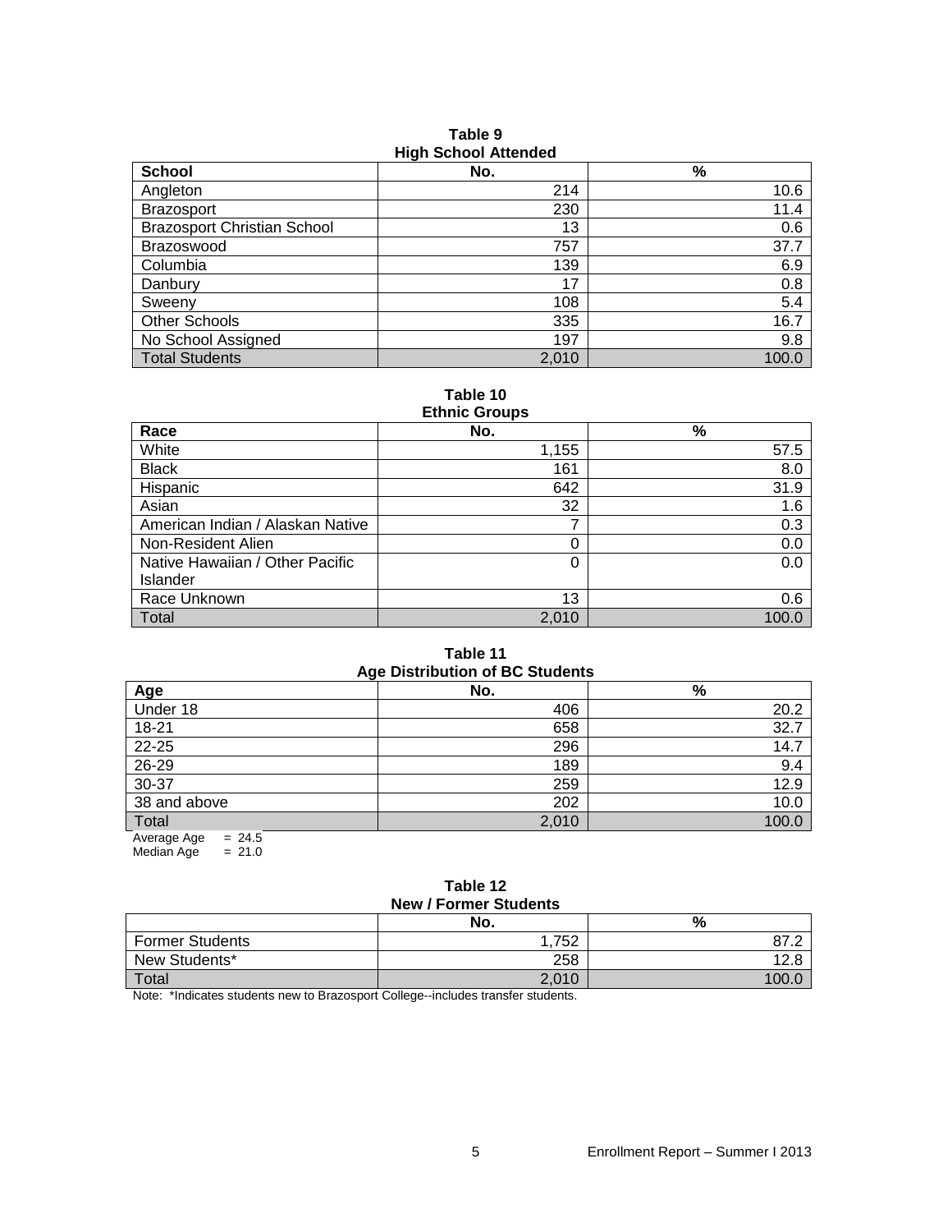**Table 9**
**High School Attended**

| School | No. | % |
|---|---|---|
| Angleton | 214 | 10.6 |
| Brazosport | 230 | 11.4 |
| Brazosport Christian School | 13 | 0.6 |
| Brazoswood | 757 | 37.7 |
| Columbia | 139 | 6.9 |
| Danbury | 17 | 0.8 |
| Sweeny | 108 | 5.4 |
| Other Schools | 335 | 16.7 |
| No School Assigned | 197 | 9.8 |
| Total Students | 2,010 | 100.0 |

**Table 10**
**Ethnic Groups**

| Race | No. | % |
|---|---|---|
| White | 1,155 | 57.5 |
| Black | 161 | 8.0 |
| Hispanic | 642 | 31.9 |
| Asian | 32 | 1.6 |
| American Indian / Alaskan Native | 7 | 0.3 |
| Non-Resident Alien | 0 | 0.0 |
| Native Hawaiian / Other Pacific Islander | 0 | 0.0 |
| Race Unknown | 13 | 0.6 |
| Total | 2,010 | 100.0 |

**Table 11**
**Age Distribution of BC Students**

| Age | No. | % |
|---|---|---|
| Under 18 | 406 | 20.2 |
| 18-21 | 658 | 32.7 |
| 22-25 | 296 | 14.7 |
| 26-29 | 189 | 9.4 |
| 30-37 | 259 | 12.9 |
| 38 and above | 202 | 10.0 |
| Total | 2,010 | 100.0 |

Average Age = 24.5
Median Age = 21.0

**Table 12**
**New / Former Students**

| | No. | % |
|---|---|---|
| Former Students | 1,752 | 87.2 |
| New Students* | 258 | 12.8 |
| Total | 2,010 | 100.0 |

Note: *Indicates students new to Brazosport College--includes transfer students.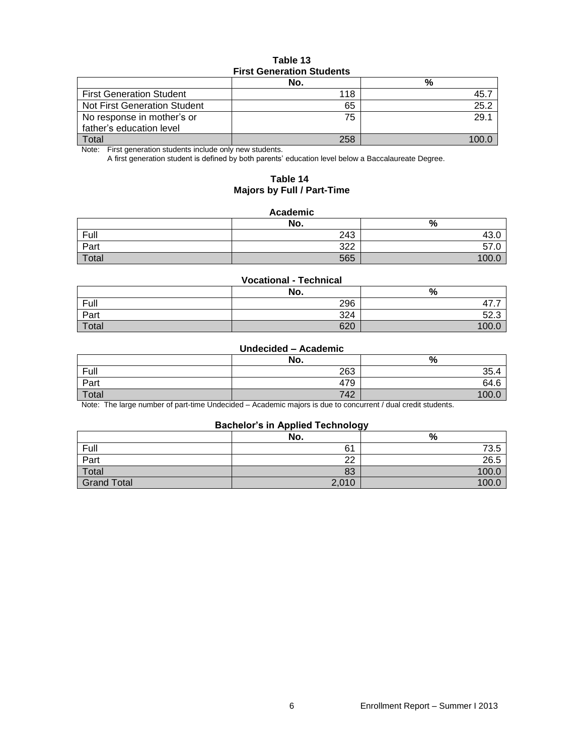**Table 13**
**First Generation Students**

| | No. | % |
|---|---|---|
| First Generation Student | 118 | 45.7 |
| Not First Generation Student | 65 | 25.2 |
| No response in mother's or father's education level | 75 | 29.1 |
| Total | 258 | 100.0 |

Note: First generation students include only new students.
A first generation student is defined by both parents' education level below a Baccalaureate Degree.

**Table 14**
**Majors by Full / Part-Time**

**Academic**

| | No. | % |
|---|---|---|
| Full | 243 | 43.0 |
| Part | 322 | 57.0 |
| Total | 565 | 100.0 |

**Vocational - Technical**

| | No. | % |
|---|---|---|
| Full | 296 | 47.7 |
| Part | 324 | 52.3 |
| Total | 620 | 100.0 |

**Undecided – Academic**

| | No. | % |
|---|---|---|
| Full | 263 | 35.4 |
| Part | 479 | 64.6 |
| Total | 742 | 100.0 |

Note: The large number of part-time Undecided – Academic majors is due to concurrent / dual credit students.

**Bachelor's in Applied Technology**

| | No. | % |
|---|---|---|
| Full | 61 | 73.5 |
| Part | 22 | 26.5 |
| Total | 83 | 100.0 |
| Grand Total | 2,010 | 100.0 |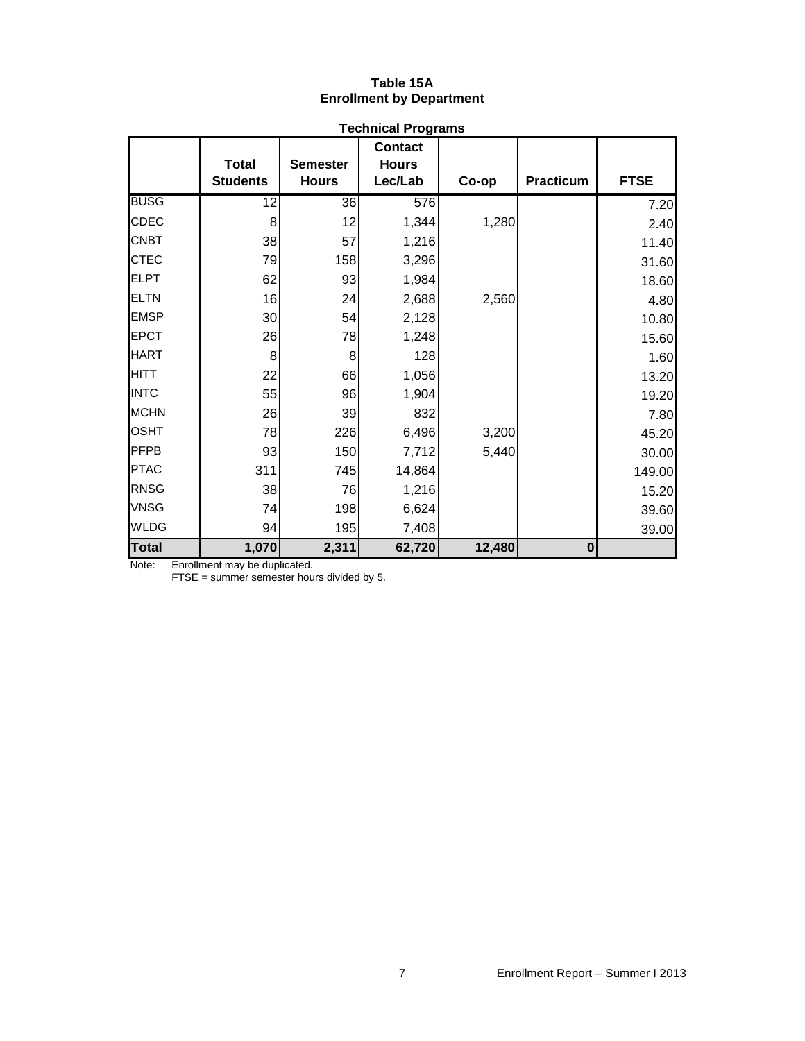# Table 15A
## Enrollment by Department

### Technical Programs

| | Total Students | Semester Hours | Contact Hours Lec/Lab | Co-op | Practicum | FTSE |
|---|---|---|---|---|---|---|
| BUSG | 12 | 36 | 576 | | | 7.20 |
| CDEC | 8 | 12 | 1,344 | 1,280 | | 2.40 |
| CNBT | 38 | 57 | 1,216 | | | 11.40 |
| CTEC | 79 | 158 | 3,296 | | | 31.60 |
| ELPT | 62 | 93 | 1,984 | | | 18.60 |
| ELTN | 16 | 24 | 2,688 | 2,560 | | 4.80 |
| EMSP | 30 | 54 | 2,128 | | | 10.80 |
| EPCT | 26 | 78 | 1,248 | | | 15.60 |
| HART | 8 | 8 | 128 | | | 1.60 |
| HITT | 22 | 66 | 1,056 | | | 13.20 |
| INTC | 55 | 96 | 1,904 | | | 19.20 |
| MCHN | 26 | 39 | 832 | | | 7.80 |
| OSHT | 78 | 226 | 6,496 | 3,200 | | 45.20 |
| PFPB | 93 | 150 | 7,712 | 5,440 | | 30.00 |
| PTAC | 311 | 745 | 14,864 | | | 149.00 |
| RNSG | 38 | 76 | 1,216 | | | 15.20 |
| VNSG | 74 | 198 | 6,624 | | | 39.60 |
| WLDG | 94 | 195 | 7,408 | | | 39.00 |
| **Total** | **1,070** | **2,311** | **62,720** | **12,480** | **0** | |

Note: Enrollment may be duplicated.
FTSE = summer semester hours divided by 5.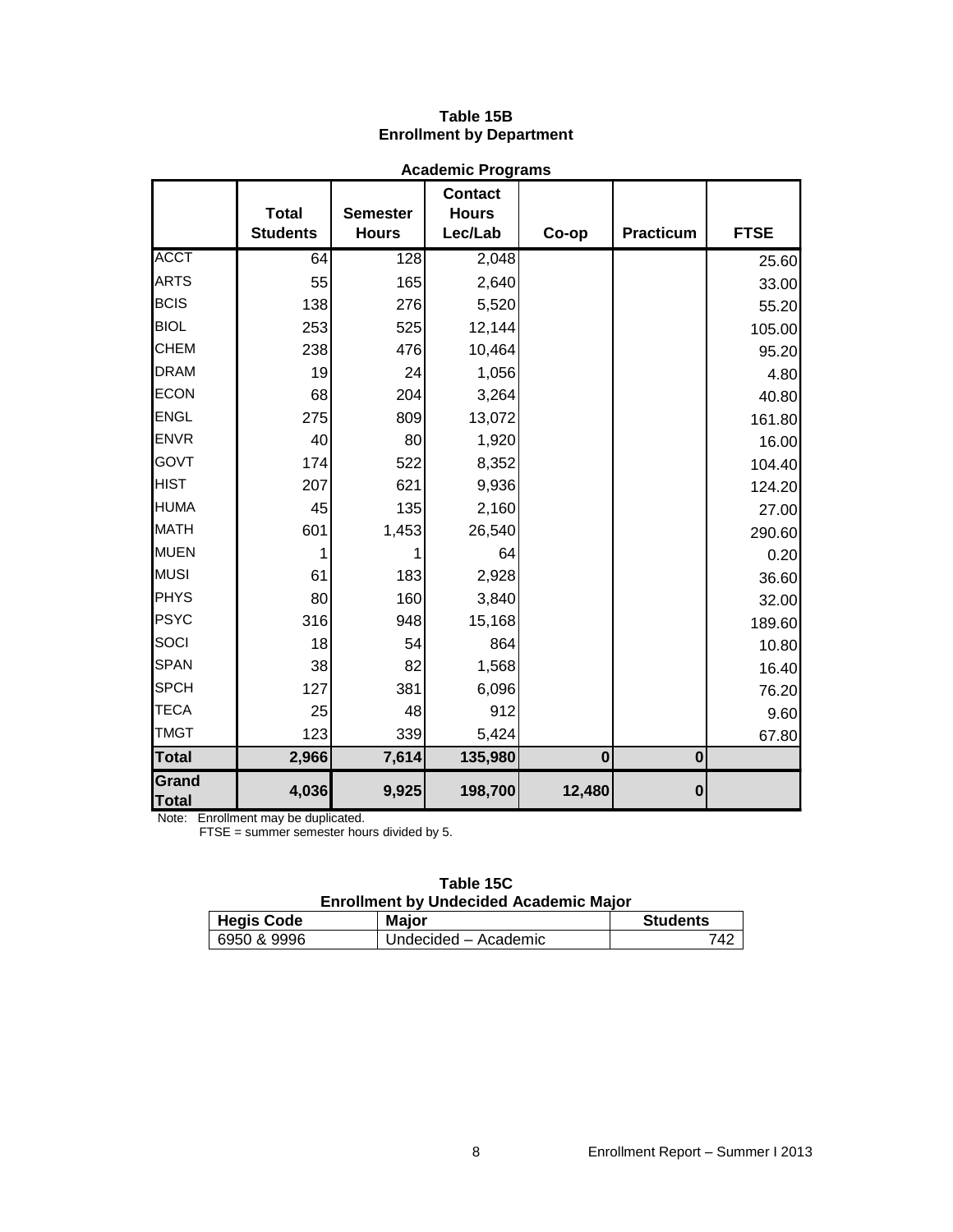## Table 15B
## Enrollment by Department

**Academic Programs**

| | Total Students | Semester Hours | Contact Hours Lec/Lab | Co-op | Practicum | FTSE |
|---|---|---|---|---|---|---|
| ACCT | 64 | 128 | 2,048 | | | 25.60 |
| ARTS | 55 | 165 | 2,640 | | | 33.00 |
| BCIS | 138 | 276 | 5,520 | | | 55.20 |
| BIOL | 253 | 525 | 12,144 | | | 105.00 |
| CHEM | 238 | 476 | 10,464 | | | 95.20 |
| DRAM | 19 | 24 | 1,056 | | | 4.80 |
| ECON | 68 | 204 | 3,264 | | | 40.80 |
| ENGL | 275 | 809 | 13,072 | | | 161.80 |
| ENVR | 40 | 80 | 1,920 | | | 16.00 |
| GOVT | 174 | 522 | 8,352 | | | 104.40 |
| HIST | 207 | 621 | 9,936 | | | 124.20 |
| HUMA | 45 | 135 | 2,160 | | | 27.00 |
| MATH | 601 | 1,453 | 26,540 | | | 290.60 |
| MUEN | 1 | 1 | 64 | | | 0.20 |
| MUSI | 61 | 183 | 2,928 | | | 36.60 |
| PHYS | 80 | 160 | 3,840 | | | 32.00 |
| PSYC | 316 | 948 | 15,168 | | | 189.60 |
| SOCI | 18 | 54 | 864 | | | 10.80 |
| SPAN | 38 | 82 | 1,568 | | | 16.40 |
| SPCH | 127 | 381 | 6,096 | | | 76.20 |
| TECA | 25 | 48 | 912 | | | 9.60 |
| TMGT | 123 | 339 | 5,424 | | | 67.80 |
| **Total** | **2,966** | **7,614** | **135,980** | **0** | **0** | |
| **Grand Total** | **4,036** | **9,925** | **198,700** | **12,480** | **0** | |

Note: Enrollment may be duplicated.
FTSE = summer semester hours divided by 5.

## Table 15C
## Enrollment by Undecided Academic Major

| Hegis Code | Major | Students |
|---|---|---|
| 6950 & 9996 | Undecided – Academic | 742 |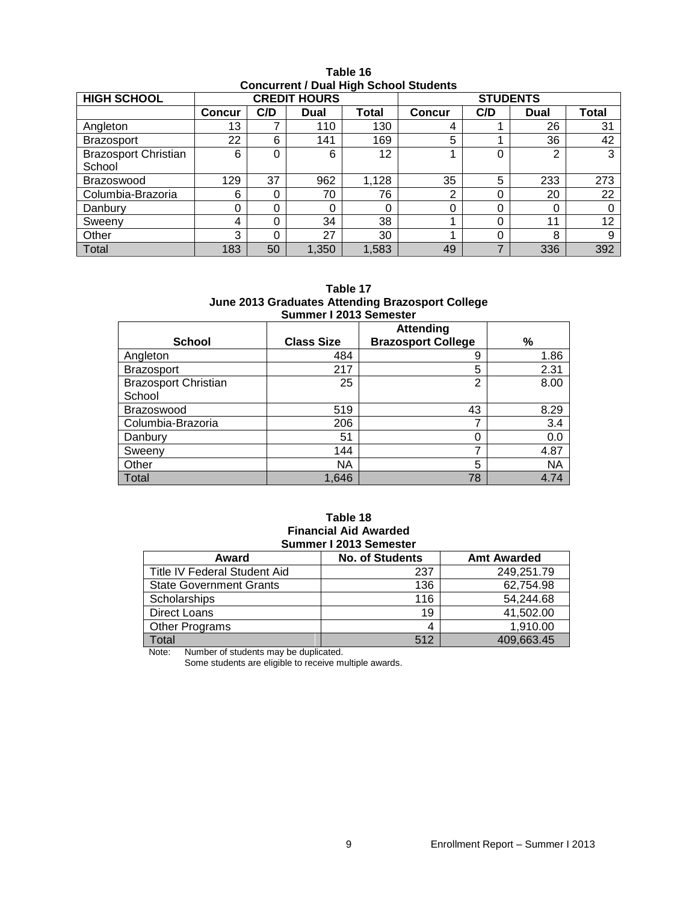**Table 16**
**Concurrent / Dual High School Students**

| HIGH SCHOOL | CREDIT HOURS | | | | STUDENTS | | | |
|---|---|---|---|---|---|---|---|---|
| | Concur | C/D | Dual | Total | Concur | C/D | Dual | Total |
| Angleton | 13 | 7 | 110 | 130 | 4 | 1 | 26 | 31 |
| Brazosport | 22 | 6 | 141 | 169 | 5 | 1 | 36 | 42 |
| Brazosport Christian School | 6 | 0 | 6 | 12 | 1 | 0 | 2 | 3 |
| Brazoswood | 129 | 37 | 962 | 1,128 | 35 | 5 | 233 | 273 |
| Columbia-Brazoria | 6 | 0 | 70 | 76 | 2 | 0 | 20 | 22 |
| Danbury | 0 | 0 | 0 | 0 | 0 | 0 | 0 | 0 |
| Sweeny | 4 | 0 | 34 | 38 | 1 | 0 | 11 | 12 |
| Other | 3 | 0 | 27 | 30 | 1 | 0 | 8 | 9 |
| Total | 183 | 50 | 1,350 | 1,583 | 49 | 7 | 336 | 392 |

**Table 17**
**June 2013 Graduates Attending Brazosport College**
**Summer I 2013 Semester**

| School | Class Size | Attending Brazosport College | % |
|---|---|---|---|
| Angleton | 484 | 9 | 1.86 |
| Brazosport | 217 | 5 | 2.31 |
| Brazosport Christian School | 25 | 2 | 8.00 |
| Brazoswood | 519 | 43 | 8.29 |
| Columbia-Brazoria | 206 | 7 | 3.4 |
| Danbury | 51 | 0 | 0.0 |
| Sweeny | 144 | 7 | 4.87 |
| Other | NA | 5 | NA |
| Total | 1,646 | 78 | 4.74 |

**Table 18**
**Financial Aid Awarded**
**Summer I 2013 Semester**

| Award | No. of Students | Amt Awarded |
|---|---|---|
| Title IV Federal Student Aid | 237 | 249,251.79 |
| State Government Grants | 136 | 62,754.98 |
| Scholarships | 116 | 54,244.68 |
| Direct Loans | 19 | 41,502.00 |
| Other Programs | 4 | 1,910.00 |
| Total | 512 | 409,663.45 |

Note: Number of students may be duplicated.
Some students are eligible to receive multiple awards.